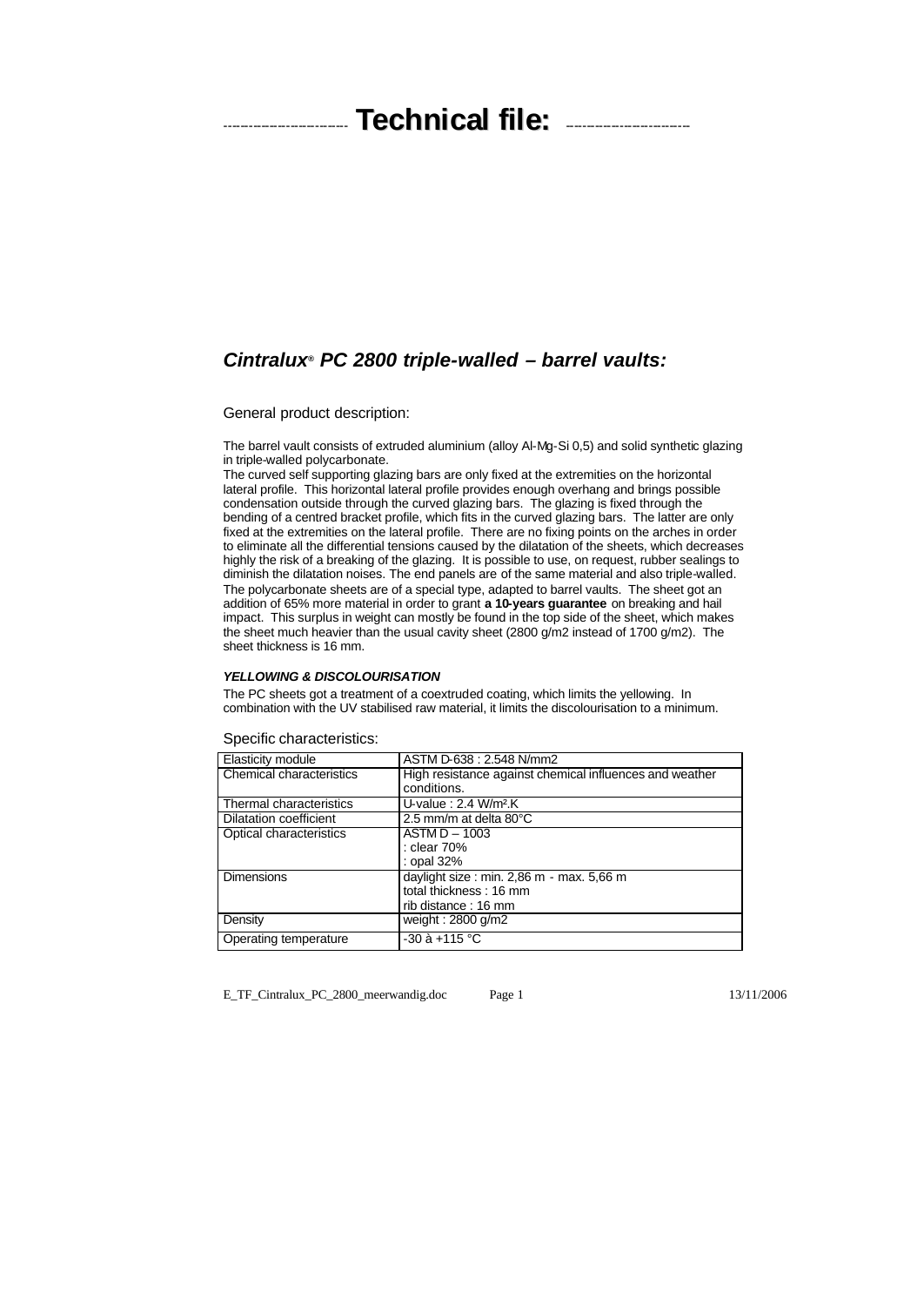# Technical file:

## *Cintralux® PC 2800 triple-walled – barrel vaults:*

### General product description:

The barrel vault consists of extruded aluminium (alloy Al-Mg-Si 0,5) and solid synthetic glazing in triple-walled polycarbonate.

The curved self supporting glazing bars are only fixed at the extremities on the horizontal lateral profile. This horizontal lateral profile provides enough overhang and brings possible condensation outside through the curved glazing bars. The glazing is fixed through the bending of a centred bracket profile, which fits in the curved glazing bars. The latter are only fixed at the extremities on the lateral profile. There are no fixing points on the arches in order to eliminate all the differential tensions caused by the dilatation of the sheets, which decreases highly the risk of a breaking of the glazing. It is possible to use, on request, rubber sealings to diminish the dilatation noises. The end panels are of the same material and also triple-walled.

The polycarbonate sheets are of a special type, adapted to barrel vaults. The sheet got an addition of 65% more material in order to grant **a 10-years guarantee** on breaking and hail impact. This surplus in weight can mostly be found in the top side of the sheet, which makes the sheet much heavier than the usual cavity sheet (2800 g/m2 instead of 1700 g/m2). The sheet thickness is 16 mm.

***YELLOWING & DISCOLOURISATION***

The PC sheets got a treatment of a coextruded coating, which limits the yellowing. In combination with the UV stabilised raw material, it limits the discolourisation to a minimum.

### Specific characteristics:

| | |
|---|---|
| Elasticity module | ASTM D-638 : 2.548 N/mm2 |
| Chemical characteristics | High resistance against chemical influences and weather conditions. |
| Thermal characteristics | U-value : 2.4 W/m².K |
| Dilatation coefficient | 2.5 mm/m at delta 80°C |
| Optical characteristics | ASTM D – 1003<br>: clear 70%<br>: opal 32% |
| Dimensions | daylight size : min. 2,86 m - max. 5,66 m<br>total thickness : 16 mm<br>rib distance : 16 mm |
| Density | weight : 2800 g/m2 |
| Operating temperature | -30 à +115 °C |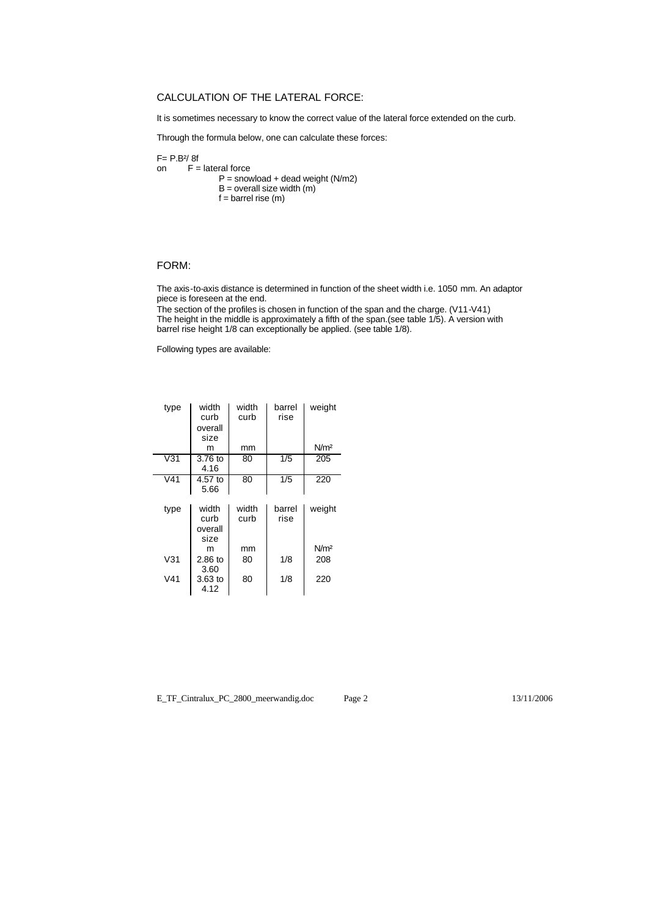## CALCULATION OF THE LATERAL FORCE:

It is sometimes necessary to know the correct value of the lateral force extended on the curb.

Through the formula below, one can calculate these forces:

$F = P.B^2 / 8f$

on  F = lateral force

- P = snowload + dead weight (N/m2)
- B = overall size width (m)
- f = barrel rise (m)

## FORM:

The axis-to-axis distance is determined in function of the sheet width i.e. 1050 mm. An adaptor piece is foreseen at the end.

The section of the profiles is chosen in function of the span and the charge. (V11-V41)

The height in the middle is approximately a fifth of the span.(see table 1/5). A version with barrel rise height 1/8 can exceptionally be applied. (see table 1/8).

Following types are available:

| type | width curb overall size m | width curb mm | barrel rise | weight N/m² |
|---|---|---|---|---|
| V31 | 3.76 to 4.16 | 80 | 1/5 | 205 |
| V41 | 4.57 to 5.66 | 80 | 1/5 | 220 |

| type | width curb overall size m | width curb mm | barrel rise | weight N/m² |
|---|---|---|---|---|
| V31 | 2.86 to 3.60 | 80 | 1/8 | 208 |
| V41 | 3.63 to 4.12 | 80 | 1/8 | 220 |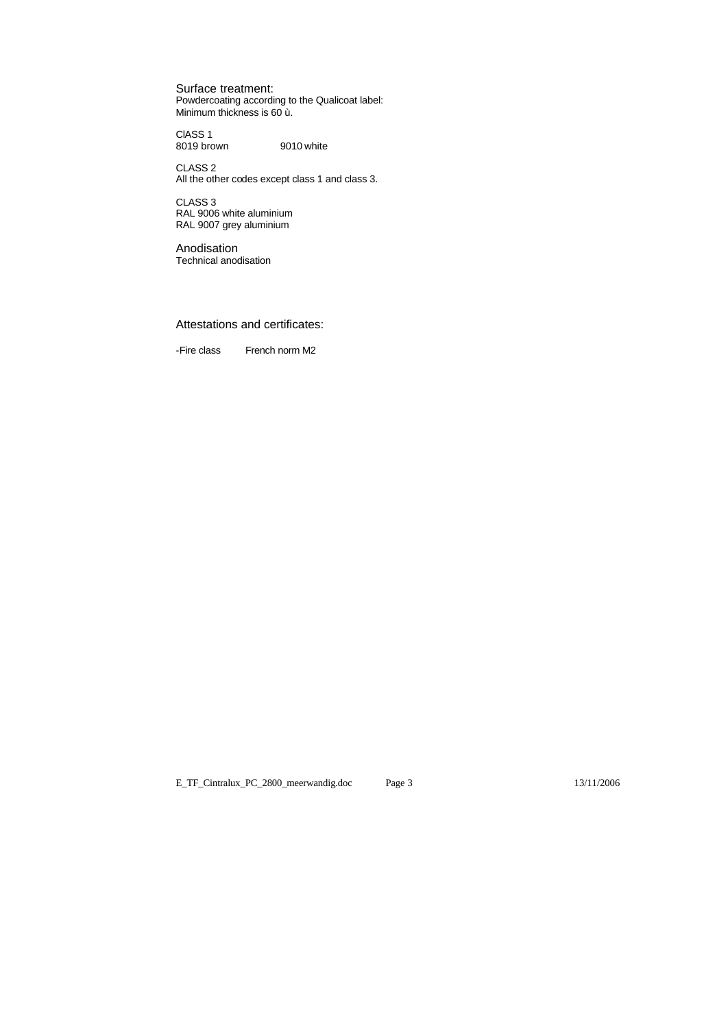## Surface treatment:

Powdercoating according to the Qualicoat label:
Minimum thickness is 60 ù.

ClASS 1
8019 brown 9010 white

CLASS 2
All the other codes except class 1 and class 3.

CLASS 3
RAL 9006 white aluminium
RAL 9007 grey aluminium

## Anodisation

Technical anodisation

## Attestations and certificates:

-Fire class French norm M2